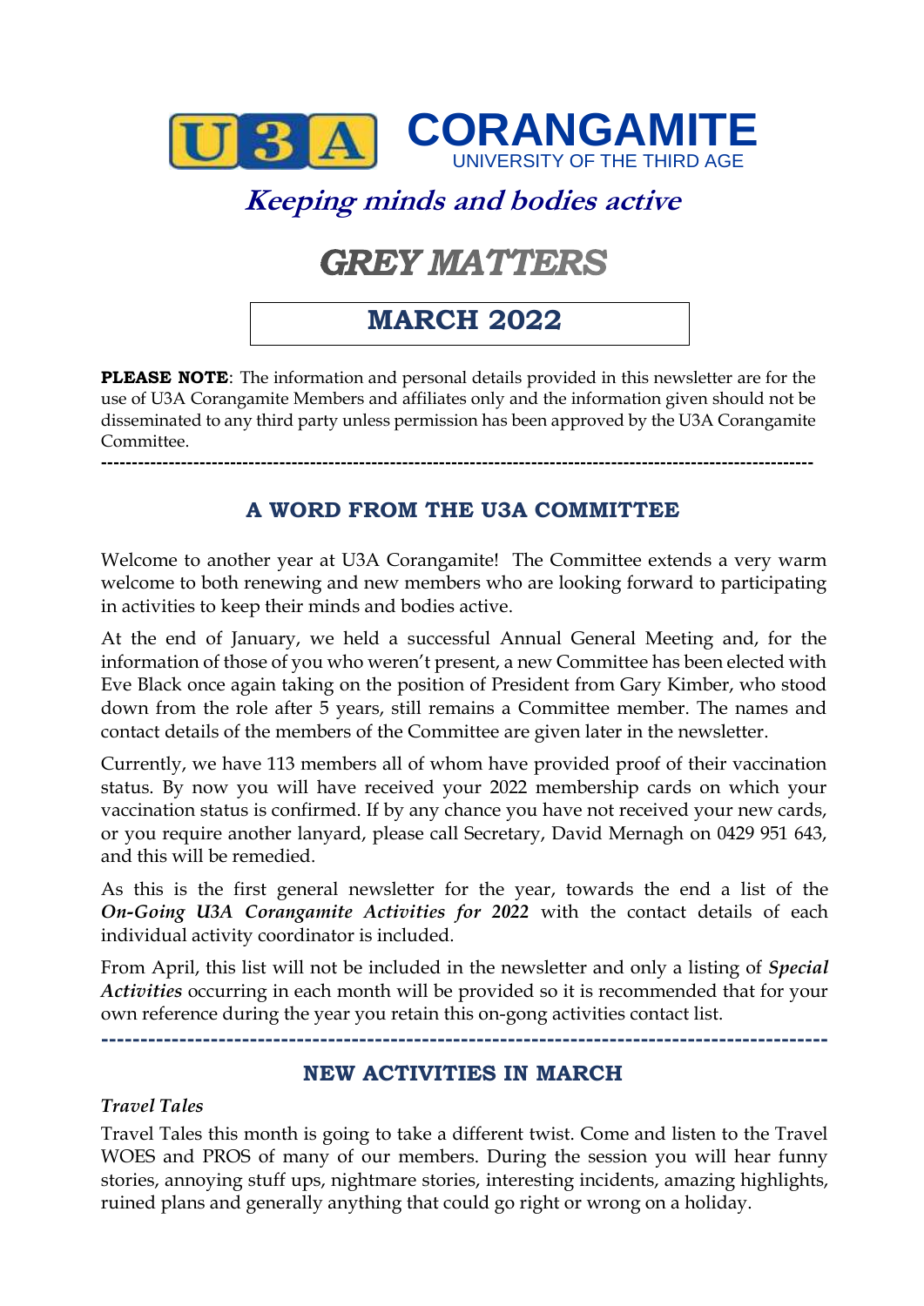# U3A CORANGAMITE

UNIVERSITY OF THE THIRD AGE

***Keeping minds and bodies active***

# *GREY MATTERS*

## MARCH 2022

**PLEASE NOTE**: The information and personal details provided in this newsletter are for the use of U3A Corangamite Members and affiliates only and the information given should not be disseminated to any third party unless permission has been approved by the U3A Corangamite Committee.

---

## A WORD FROM THE U3A COMMITTEE

Welcome to another year at U3A Corangamite! The Committee extends a very warm welcome to both renewing and new members who are looking forward to participating in activities to keep their minds and bodies active.

At the end of January, we held a successful Annual General Meeting and, for the information of those of you who weren't present, a new Committee has been elected with Eve Black once again taking on the position of President from Gary Kimber, who stood down from the role after 5 years, still remains a Committee member. The names and contact details of the members of the Committee are given later in the newsletter.

Currently, we have 113 members all of whom have provided proof of their vaccination status. By now you will have received your 2022 membership cards on which your vaccination status is confirmed. If by any chance you have not received your new cards, or you require another lanyard, please call Secretary, David Mernagh on 0429 951 643, and this will be remedied.

As this is the first general newsletter for the year, towards the end a list of the ***On-Going U3A Corangamite Activities for 2022*** with the contact details of each individual activity coordinator is included.

From April, this list will not be included in the newsletter and only a listing of ***Special Activities*** occurring in each month will be provided so it is recommended that for your own reference during the year you retain this on-gong activities contact list.

---

## NEW ACTIVITIES IN MARCH

*Travel Tales*

Travel Tales this month is going to take a different twist. Come and listen to the Travel WOES and PROS of many of our members. During the session you will hear funny stories, annoying stuff ups, nightmare stories, interesting incidents, amazing highlights, ruined plans and generally anything that could go right or wrong on a holiday.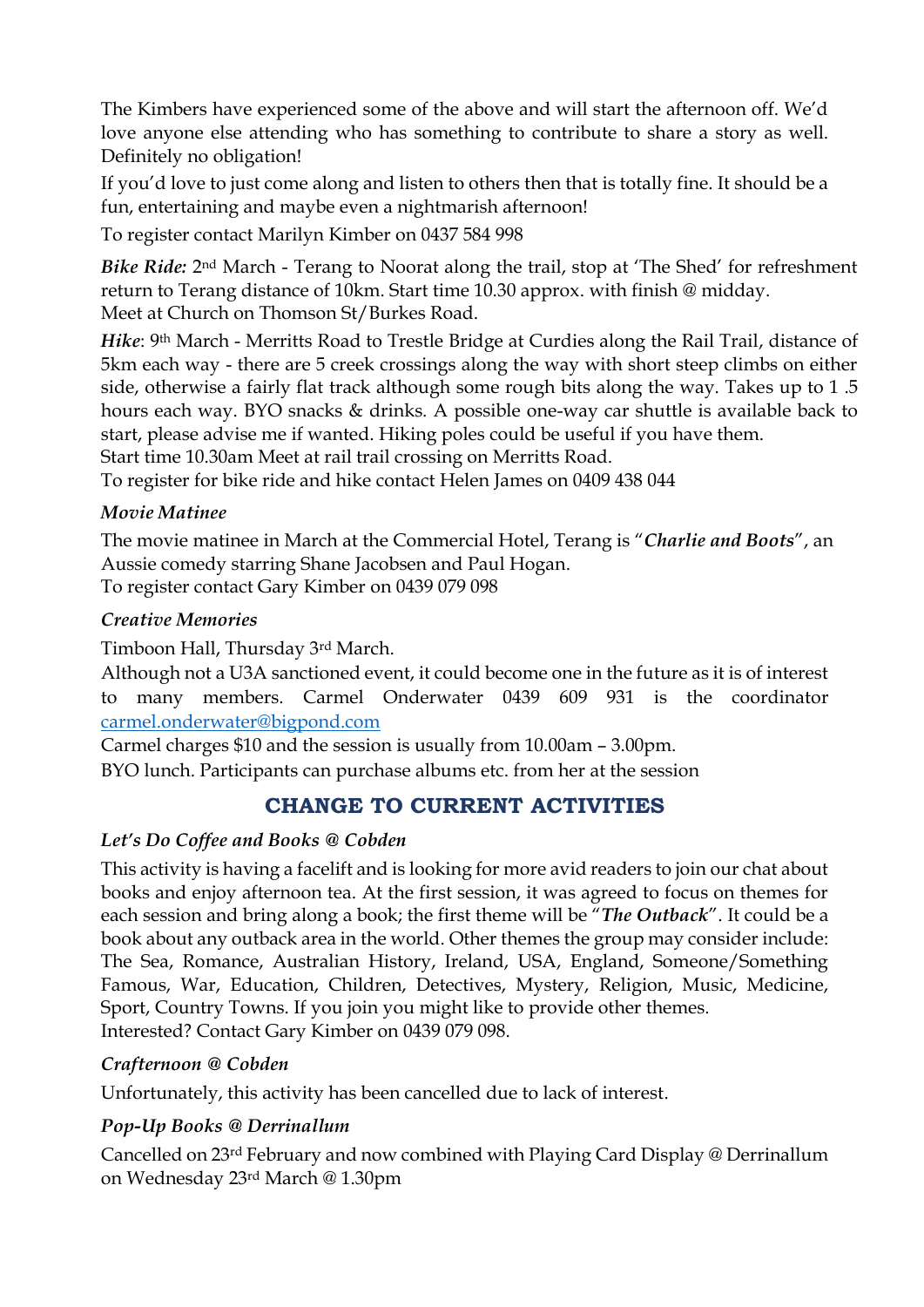The Kimbers have experienced some of the above and will start the afternoon off. We'd love anyone else attending who has something to contribute to share a story as well. Definitely no obligation!

If you'd love to just come along and listen to others then that is totally fine. It should be a fun, entertaining and maybe even a nightmarish afternoon!

To register contact Marilyn Kimber on 0437 584 998

***Bike Ride:*** 2nd March - Terang to Noorat along the trail, stop at 'The Shed' for refreshment return to Terang distance of 10km. Start time 10.30 approx. with finish @ midday.
Meet at Church on Thomson St/Burkes Road.

***Hike***: 9th March - Merritts Road to Trestle Bridge at Curdies along the Rail Trail, distance of 5km each way - there are 5 creek crossings along the way with short steep climbs on either side, otherwise a fairly flat track although some rough bits along the way. Takes up to 1 .5 hours each way. BYO snacks & drinks. A possible one-way car shuttle is available back to start, please advise me if wanted. Hiking poles could be useful if you have them.
Start time 10.30am Meet at rail trail crossing on Merritts Road.
To register for bike ride and hike contact Helen James on 0409 438 044

### *Movie Matinee*

The movie matinee in March at the Commercial Hotel, Terang is "***Charlie and Boots***", an Aussie comedy starring Shane Jacobsen and Paul Hogan.
To register contact Gary Kimber on 0439 079 098

### *Creative Memories*

Timboon Hall, Thursday 3rd March.
Although not a U3A sanctioned event, it could become one in the future as it is of interest to many members. Carmel Onderwater 0439 609 931 is the coordinator carmel.onderwater@bigpond.com

Carmel charges $10 and the session is usually from 10.00am – 3.00pm.

BYO lunch. Participants can purchase albums etc. from her at the session

## CHANGE TO CURRENT ACTIVITIES

### *Let's Do Coffee and Books @ Cobden*

This activity is having a facelift and is looking for more avid readers to join our chat about books and enjoy afternoon tea. At the first session, it was agreed to focus on themes for each session and bring along a book; the first theme will be "***The Outback***". It could be a book about any outback area in the world. Other themes the group may consider include: The Sea, Romance, Australian History, Ireland, USA, England, Someone/Something Famous, War, Education, Children, Detectives, Mystery, Religion, Music, Medicine, Sport, Country Towns. If you join you might like to provide other themes.
Interested? Contact Gary Kimber on 0439 079 098.

### *Crafternoon @ Cobden*

Unfortunately, this activity has been cancelled due to lack of interest.

### *Pop-Up Books @ Derrinallum*

Cancelled on 23rd February and now combined with Playing Card Display @ Derrinallum on Wednesday 23rd March @ 1.30pm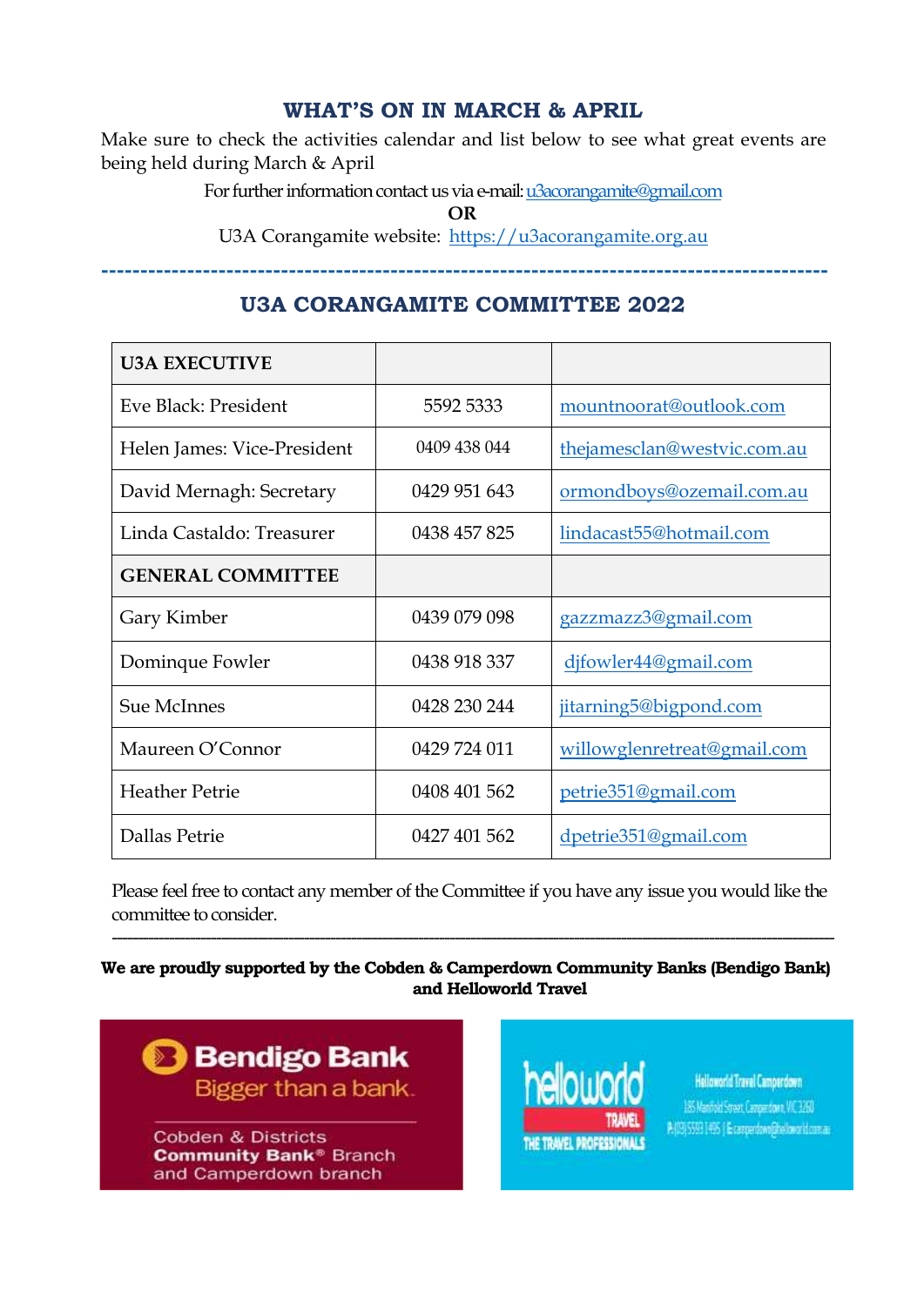## WHAT'S ON IN MARCH & APRIL

Make sure to check the activities calendar and list below to see what great events are being held during March & April

For further information contact us via e-mail: u3acorangamite@gmail.com

**OR**

U3A Corangamite website: https://u3acorangamite.org.au

---

## U3A CORANGAMITE COMMITTEE 2022

| **U3A EXECUTIVE** | | |
|---|---|---|
| Eve Black: President | 5592 5333 | mountnoorat@outlook.com |
| Helen James: Vice-President | 0409 438 044 | thejamesclan@westvic.com.au |
| David Mernagh: Secretary | 0429 951 643 | ormondboys@ozemail.com.au |
| Linda Castaldo: Treasurer | 0438 457 825 | lindacast55@hotmail.com |
| **GENERAL COMMITTEE** | | |
| Gary Kimber | 0439 079 098 | gazzmazz3@gmail.com |
| Dominque Fowler | 0438 918 337 | djfowler44@gmail.com |
| Sue McInnes | 0428 230 244 | jitarning5@bigpond.com |
| Maureen O'Connor | 0429 724 011 | willowglenretreat@gmail.com |
| Heather Petrie | 0408 401 562 | petrie351@gmail.com |
| Dallas Petrie | 0427 401 562 | dpetrie351@gmail.com |

Please feel free to contact any member of the Committee if you have any issue you would like the committee to consider.

---

**We are proudly supported by the Cobden & Camperdown Community Banks (Bendigo Bank) and Helloworld Travel**

Bendigo Bank
Bigger than a bank.
Cobden & Districts **Community Bank®** Branch and Camperdown branch

helloworld TRAVEL
THE TRAVEL PROFESSIONALS

Helloworld Travel Camperdown
185 Manifold Street, Camperdown, VIC 3260
P (03) 5593 1495 | E camperdown@helloworld.com.au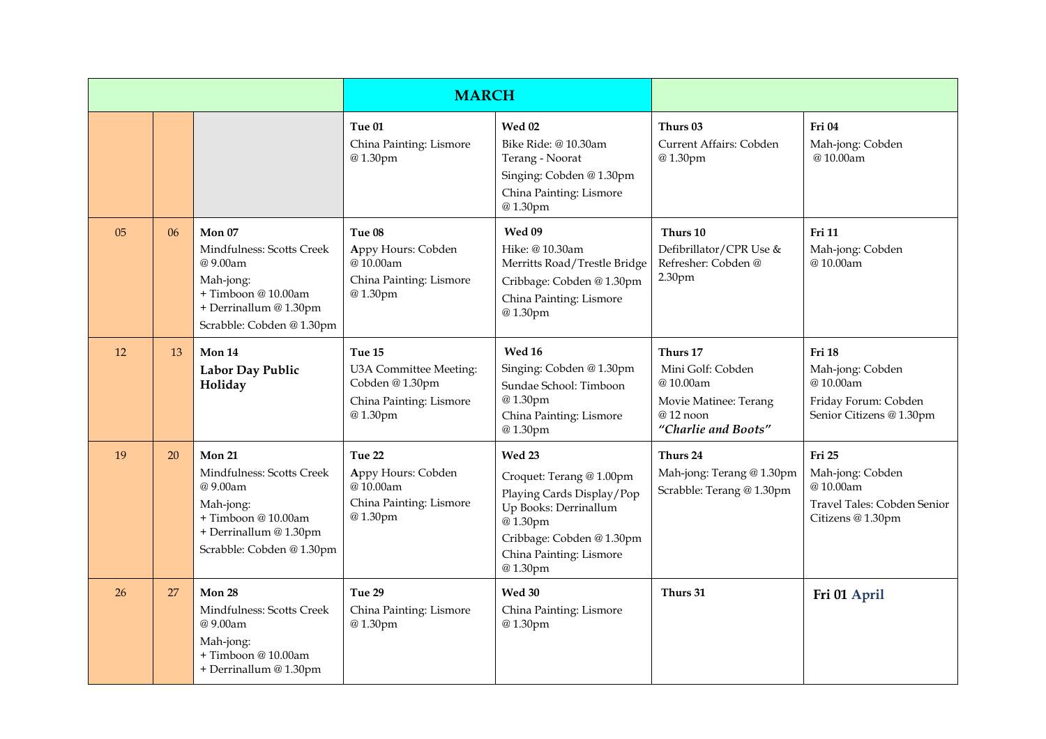| | | | **MARCH** | | | |
|---|---|---|---|---|---|---|
| | | | **Tue 01**<br>China Painting: Lismore @ 1.30pm | **Wed 02**<br>Bike Ride: @ 10.30am Terang - Noorat<br>Singing: Cobden @ 1.30pm<br>China Painting: Lismore @ 1.30pm | **Thurs 03**<br>Current Affairs: Cobden @ 1.30pm | **Fri 04**<br>Mah-jong: Cobden @ 10.00am |
| 05 | 06 | **Mon 07**<br>Mindfulness: Scotts Creek @ 9.00am<br>Mah-jong:<br>+ Timboon @ 10.00am<br>+ Derrinallum @ 1.30pm<br>Scrabble: Cobden @ 1.30pm | **Tue 08**<br>Appy Hours: Cobden @ 10.00am<br>China Painting: Lismore @ 1.30pm | **Wed 09**<br>Hike: @ 10.30am Merritts Road/Trestle Bridge<br>Cribbage: Cobden @ 1.30pm<br>China Painting: Lismore @ 1.30pm | **Thurs 10**<br>Defibrillator/CPR Use & Refresher: Cobden @ 2.30pm | **Fri 11**<br>Mah-jong: Cobden @ 10.00am |
| 12 | 13 | **Mon 14**<br>**Labor Day Public Holiday** | **Tue 15**<br>U3A Committee Meeting: Cobden @ 1.30pm<br>China Painting: Lismore @ 1.30pm | **Wed 16**<br>Singing: Cobden @ 1.30pm<br>Sundae School: Timboon @ 1.30pm<br>China Painting: Lismore @ 1.30pm | **Thurs 17**<br>Mini Golf: Cobden @ 10.00am<br>Movie Matinee: Terang @ 12 noon<br>***"Charlie and Boots"*** | **Fri 18**<br>Mah-jong: Cobden @ 10.00am<br>Friday Forum: Cobden Senior Citizens @ 1.30pm |
| 19 | 20 | **Mon 21**<br>Mindfulness: Scotts Creek @ 9.00am<br>Mah-jong:<br>+ Timboon @ 10.00am<br>+ Derrinallum @ 1.30pm<br>Scrabble: Cobden @ 1.30pm | **Tue 22**<br>Appy Hours: Cobden @ 10.00am<br>China Painting: Lismore @ 1.30pm | **Wed 23**<br>Croquet: Terang @ 1.00pm<br>Playing Cards Display/Pop Up Books: Derrinallum @ 1.30pm<br>Cribbage: Cobden @ 1.30pm<br>China Painting: Lismore @ 1.30pm | **Thurs 24**<br>Mah-jong: Terang @ 1.30pm<br>Scrabble: Terang @ 1.30pm | **Fri 25**<br>Mah-jong: Cobden @ 10.00am<br>Travel Tales: Cobden Senior Citizens @ 1.30pm |
| 26 | 27 | **Mon 28**<br>Mindfulness: Scotts Creek @ 9.00am<br>Mah-jong:<br>+ Timboon @ 10.00am<br>+ Derrinallum @ 1.30pm | **Tue 29**<br>China Painting: Lismore @ 1.30pm | **Wed 30**<br>China Painting: Lismore @ 1.30pm | **Thurs 31** | **Fri 01 April** |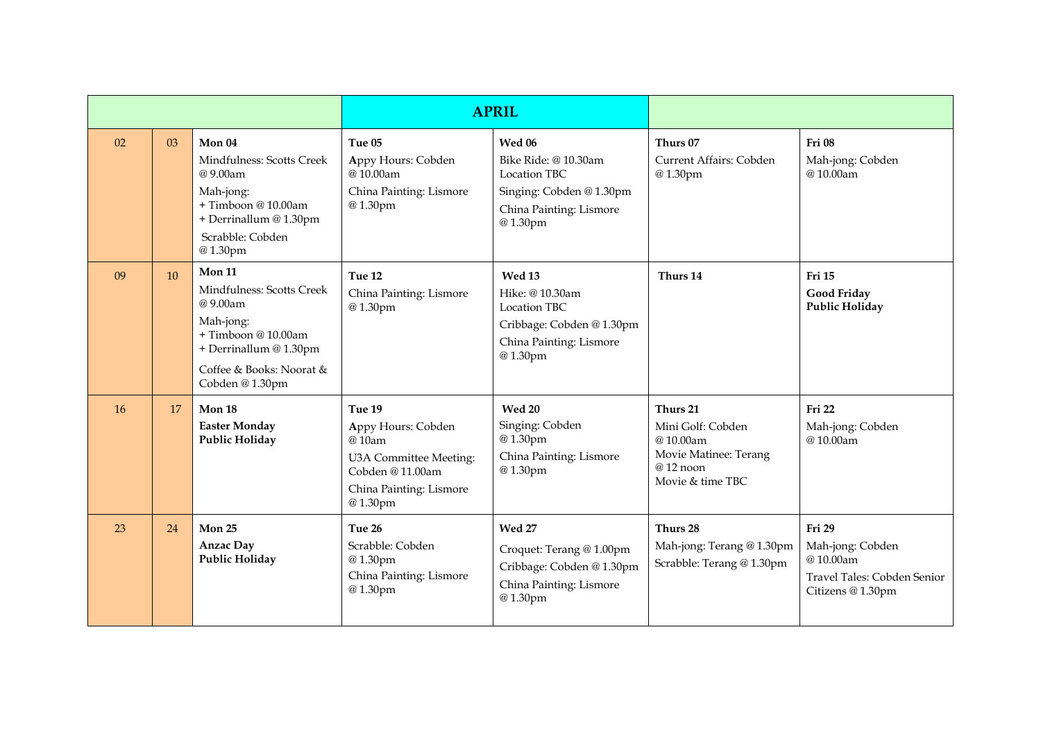| | | | APRIL | | | |
|---|---|---|---|---|---|---|
| 02 | 03 | **Mon 04**<br>Mindfulness: Scotts Creek @ 9.00am<br>Mah-jong:<br>+ Timboon @ 10.00am<br>+ Derrinallum @ 1.30pm<br>Scrabble: Cobden @ 1.30pm | **Tue 05**<br>Appy Hours: Cobden @ 10.00am<br>China Painting: Lismore @ 1.30pm | **Wed 06**<br>Bike Ride: @ 10.30am Location TBC<br>Singing: Cobden @ 1.30pm<br>China Painting: Lismore @ 1.30pm | **Thurs 07**<br>Current Affairs: Cobden @ 1.30pm | **Fri 08**<br>Mah-jong: Cobden @ 10.00am |
| 09 | 10 | **Mon 11**<br>Mindfulness: Scotts Creek @ 9.00am<br>Mah-jong:<br>+ Timboon @ 10.00am<br>+ Derrinallum @ 1.30pm<br>Coffee & Books: Noorat & Cobden @ 1.30pm | **Tue 12**<br>China Painting: Lismore @ 1.30pm | **Wed 13**<br>Hike: @ 10.30am Location TBC<br>Cribbage: Cobden @ 1.30pm<br>China Painting: Lismore @ 1.30pm | **Thurs 14** | **Fri 15**<br>**Good Friday Public Holiday** |
| 16 | 17 | **Mon 18**<br>**Easter Monday Public Holiday** | **Tue 19**<br>Appy Hours: Cobden @ 10am<br>U3A Committee Meeting: Cobden @ 11.00am<br>China Painting: Lismore @ 1.30pm | **Wed 20**<br>Singing: Cobden @ 1.30pm<br>China Painting: Lismore @ 1.30pm | **Thurs 21**<br>Mini Golf: Cobden @ 10.00am<br>Movie Matinee: Terang @ 12 noon<br>Movie & time TBC | **Fri 22**<br>Mah-jong: Cobden @ 10.00am |
| 23 | 24 | **Mon 25**<br>**Anzac Day Public Holiday** | **Tue 26**<br>Scrabble: Cobden @ 1.30pm<br>China Painting: Lismore @ 1.30pm | **Wed 27**<br>Croquet: Terang @ 1.00pm<br>Cribbage: Cobden @ 1.30pm<br>China Painting: Lismore @ 1.30pm | **Thurs 28**<br>Mah-jong: Terang @ 1.30pm<br>Scrabble: Terang @ 1.30pm | **Fri 29**<br>Mah-jong: Cobden @ 10.00am<br>Travel Tales: Cobden Senior Citizens @ 1.30pm |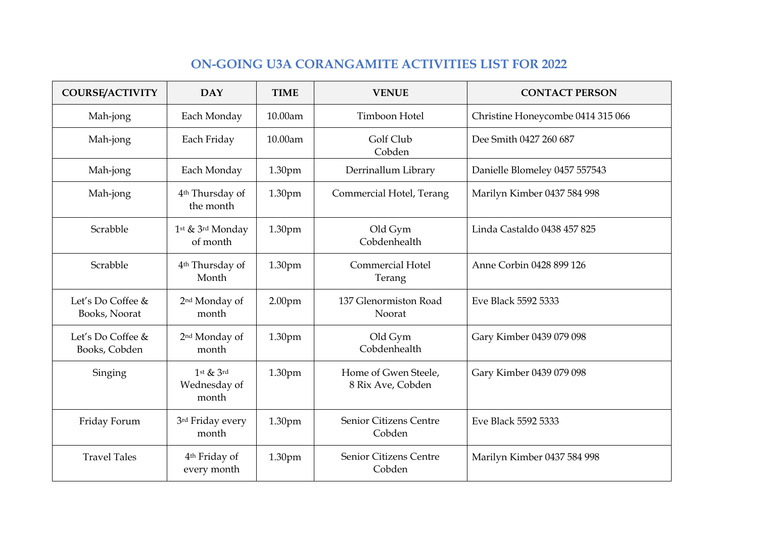# ON-GOING U3A CORANGAMITE ACTIVITIES LIST FOR 2022

| COURSE/ACTIVITY | DAY | TIME | VENUE | CONTACT PERSON |
|---|---|---|---|---|
| Mah-jong | Each Monday | 10.00am | Timboon Hotel | Christine Honeycombe 0414 315 066 |
| Mah-jong | Each Friday | 10.00am | Golf Club Cobden | Dee Smith 0427 260 687 |
| Mah-jong | Each Monday | 1.30pm | Derrinallum Library | Danielle Blomeley 0457 557543 |
| Mah-jong | 4th Thursday of the month | 1.30pm | Commercial Hotel, Terang | Marilyn Kimber 0437 584 998 |
| Scrabble | 1st & 3rd Monday of month | 1.30pm | Old Gym Cobdenhealth | Linda Castaldo 0438 457 825 |
| Scrabble | 4th Thursday of Month | 1.30pm | Commercial Hotel Terang | Anne Corbin 0428 899 126 |
| Let's Do Coffee & Books, Noorat | 2nd Monday of month | 2.00pm | 137 Glenormiston Road Noorat | Eve Black 5592 5333 |
| Let's Do Coffee & Books, Cobden | 2nd Monday of month | 1.30pm | Old Gym Cobdenhealth | Gary Kimber 0439 079 098 |
| Singing | 1st & 3rd Wednesday of month | 1.30pm | Home of Gwen Steele, 8 Rix Ave, Cobden | Gary Kimber 0439 079 098 |
| Friday Forum | 3rd Friday every month | 1.30pm | Senior Citizens Centre Cobden | Eve Black 5592 5333 |
| Travel Tales | 4th Friday of every month | 1.30pm | Senior Citizens Centre Cobden | Marilyn Kimber 0437 584 998 |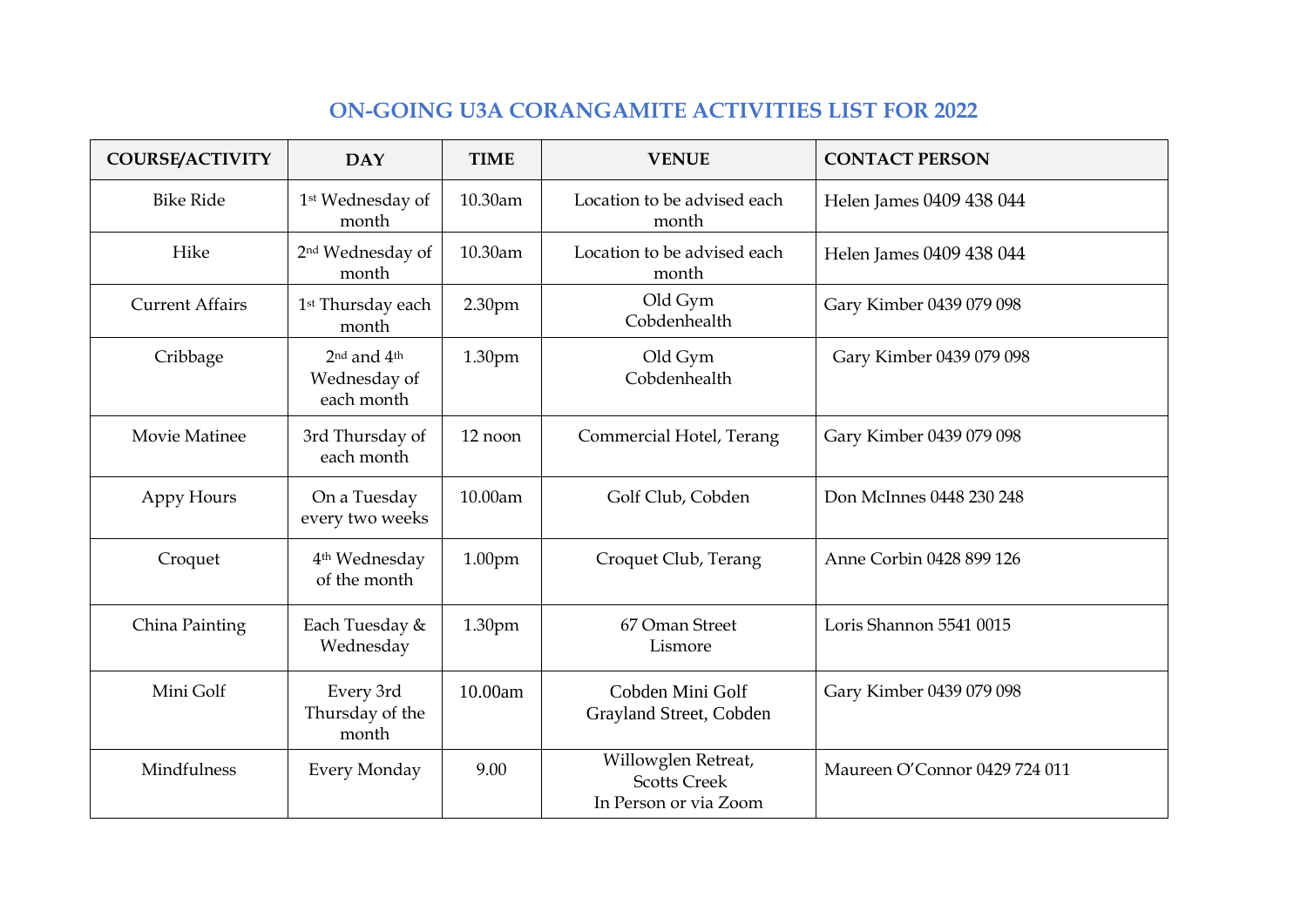# ON-GOING U3A CORANGAMITE ACTIVITIES LIST FOR 2022

| COURSE/ACTIVITY | DAY | TIME | VENUE | CONTACT PERSON |
|---|---|---|---|---|
| Bike Ride | 1st Wednesday of month | 10.30am | Location to be advised each month | Helen James 0409 438 044 |
| Hike | 2nd Wednesday of month | 10.30am | Location to be advised each month | Helen James 0409 438 044 |
| Current Affairs | 1st Thursday each month | 2.30pm | Old Gym Cobdenhealth | Gary Kimber 0439 079 098 |
| Cribbage | 2nd and 4th Wednesday of each month | 1.30pm | Old Gym Cobdenhealth | Gary Kimber 0439 079 098 |
| Movie Matinee | 3rd Thursday of each month | 12 noon | Commercial Hotel, Terang | Gary Kimber 0439 079 098 |
| Appy Hours | On a Tuesday every two weeks | 10.00am | Golf Club, Cobden | Don McInnes 0448 230 248 |
| Croquet | 4th Wednesday of the month | 1.00pm | Croquet Club, Terang | Anne Corbin 0428 899 126 |
| China Painting | Each Tuesday & Wednesday | 1.30pm | 67 Oman Street Lismore | Loris Shannon 5541 0015 |
| Mini Golf | Every 3rd Thursday of the month | 10.00am | Cobden Mini Golf Grayland Street, Cobden | Gary Kimber 0439 079 098 |
| Mindfulness | Every Monday | 9.00 | Willowglen Retreat, Scotts Creek In Person or via Zoom | Maureen O'Connor 0429 724 011 |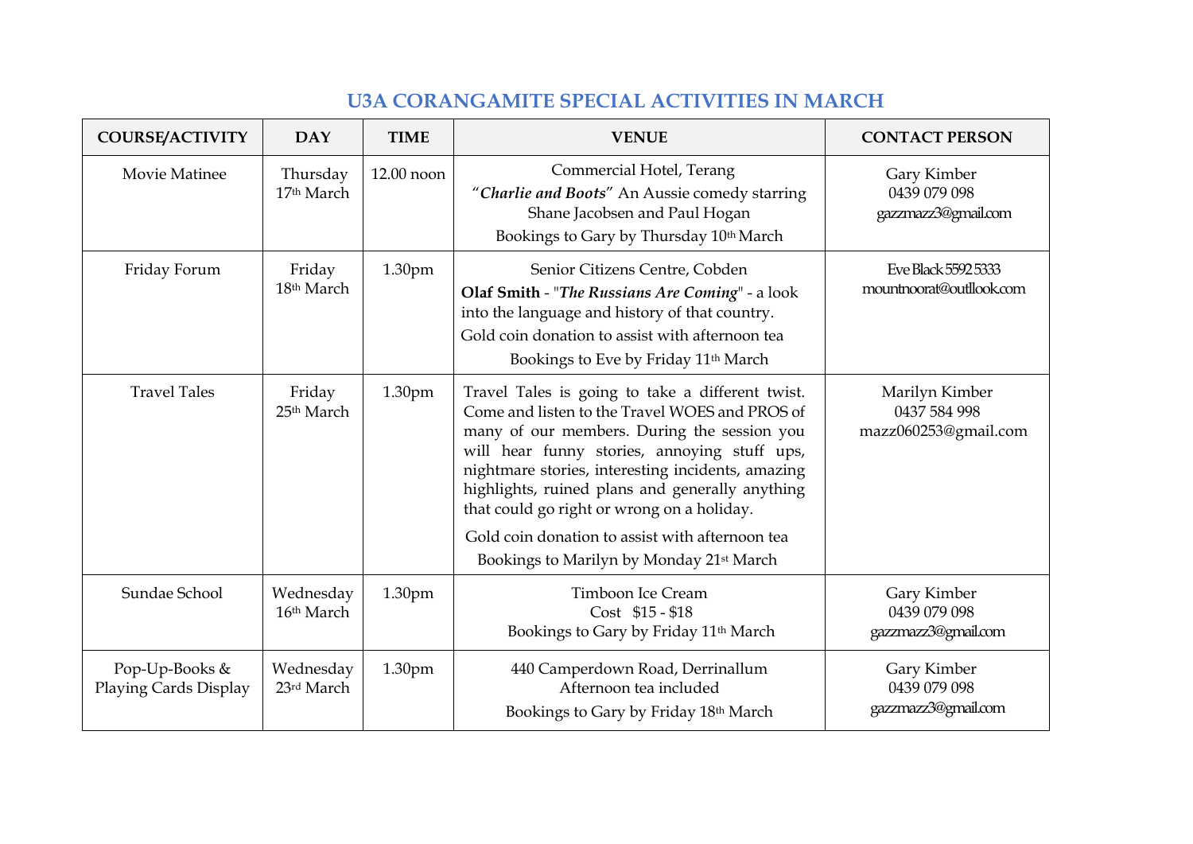# U3A CORANGAMITE SPECIAL ACTIVITIES IN MARCH

| COURSE/ACTIVITY | DAY | TIME | VENUE | CONTACT PERSON |
|---|---|---|---|---|
| Movie Matinee | Thursday 17th March | 12.00 noon | Commercial Hotel, Terang<br>"*Charlie and Boots*" An Aussie comedy starring Shane Jacobsen and Paul Hogan<br>Bookings to Gary by Thursday 10th March | Gary Kimber<br>0439 079 098<br>gazzmazz3@gmail.com |
| Friday Forum | Friday 18th March | 1.30pm | Senior Citizens Centre, Cobden<br>**Olaf Smith** - "*The Russians Are Coming*" - a look into the language and history of that country.<br>Gold coin donation to assist with afternoon tea<br>Bookings to Eve by Friday 11th March | Eve Black 5592 5333<br>mountnoorat@outllook.com |
| Travel Tales | Friday 25th March | 1.30pm | Travel Tales is going to take a different twist. Come and listen to the Travel WOES and PROS of many of our members. During the session you will hear funny stories, annoying stuff ups, nightmare stories, interesting incidents, amazing highlights, ruined plans and generally anything that could go right or wrong on a holiday.<br>Gold coin donation to assist with afternoon tea<br>Bookings to Marilyn by Monday 21st March | Marilyn Kimber<br>0437 584 998<br>mazz060253@gmail.com |
| Sundae School | Wednesday 16th March | 1.30pm | Timboon Ice Cream<br>Cost $15 - $18<br>Bookings to Gary by Friday 11th March | Gary Kimber<br>0439 079 098<br>gazzmazz3@gmail.com |
| Pop-Up-Books & Playing Cards Display | Wednesday 23rd March | 1.30pm | 440 Camperdown Road, Derrinallum<br>Afternoon tea included<br>Bookings to Gary by Friday 18th March | Gary Kimber<br>0439 079 098<br>gazzmazz3@gmail.com |